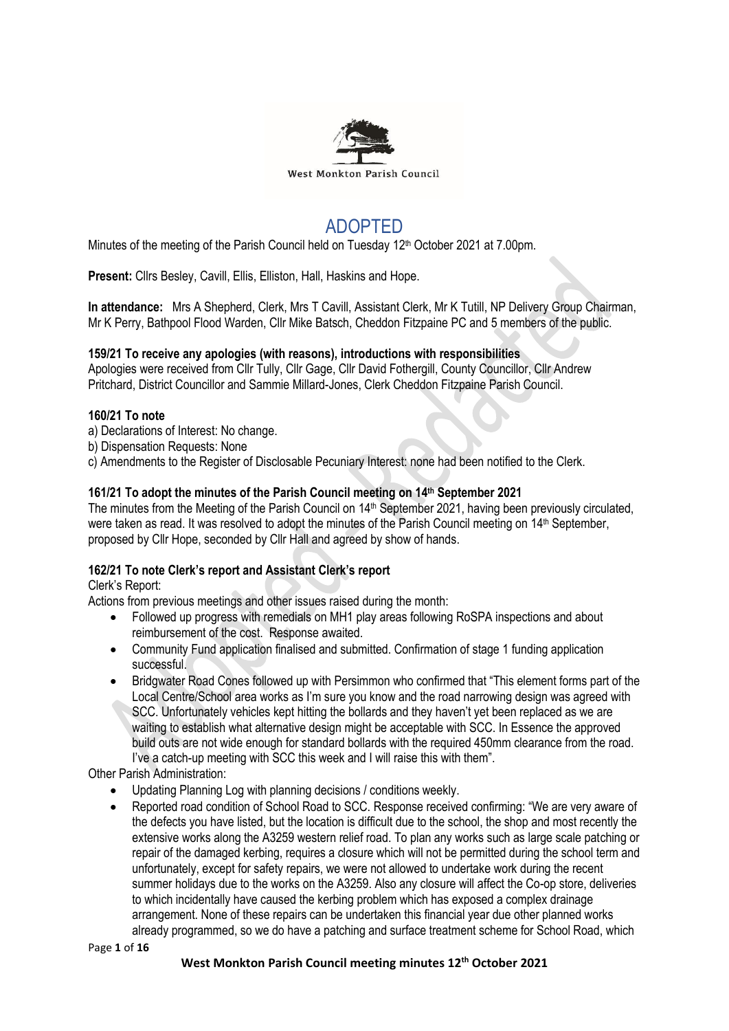West Monkton Parish Council

# ADOPTED

Minutes of the meeting of the Parish Council held on Tuesday 12th October 2021 at 7.00pm.

**Present:** Cllrs Besley, Cavill, Ellis, Elliston, Hall, Haskins and Hope.

**In attendance:** Mrs A Shepherd, Clerk, Mrs T Cavill, Assistant Clerk, Mr K Tutill, NP Delivery Group Chairman, Mr K Perry, Bathpool Flood Warden, Cllr Mike Batsch, Cheddon Fitzpaine PC and 5 members of the public.

### 159/21 To receive any apologies (with reasons), introductions with responsibilities

Apologies were received from Cllr Tully, Cllr Gage, Cllr David Fothergill, County Councillor, Cllr Andrew Pritchard, District Councillor and Sammie Millard-Jones, Clerk Cheddon Fitzpaine Parish Council.

### 160/21 To note

a) Declarations of Interest: No change.
b) Dispensation Requests: None
c) Amendments to the Register of Disclosable Pecuniary Interest: none had been notified to the Clerk.

### 161/21 To adopt the minutes of the Parish Council meeting on 14th September 2021

The minutes from the Meeting of the Parish Council on 14th September 2021, having been previously circulated, were taken as read. It was resolved to adopt the minutes of the Parish Council meeting on 14th September, proposed by Cllr Hope, seconded by Cllr Hall and agreed by show of hands.

### 162/21 To note Clerk's report and Assistant Clerk's report

Clerk's Report:

Actions from previous meetings and other issues raised during the month:

- Followed up progress with remedials on MH1 play areas following RoSPA inspections and about reimbursement of the cost. Response awaited.
- Community Fund application finalised and submitted. Confirmation of stage 1 funding application successful.
- Bridgwater Road Cones followed up with Persimmon who confirmed that "This element forms part of the Local Centre/School area works as I'm sure you know and the road narrowing design was agreed with SCC. Unfortunately vehicles kept hitting the bollards and they haven't yet been replaced as we are waiting to establish what alternative design might be acceptable with SCC. In Essence the approved build outs are not wide enough for standard bollards with the required 450mm clearance from the road. I've a catch-up meeting with SCC this week and I will raise this with them".

Other Parish Administration:

- Updating Planning Log with planning decisions / conditions weekly.
- Reported road condition of School Road to SCC. Response received confirming: "We are very aware of the defects you have listed, but the location is difficult due to the school, the shop and most recently the extensive works along the A3259 western relief road. To plan any works such as large scale patching or repair of the damaged kerbing, requires a closure which will not be permitted during the school term and unfortunately, except for safety repairs, we were not allowed to undertake work during the recent summer holidays due to the works on the A3259. Also any closure will affect the Co-op store, deliveries to which incidentally have caused the kerbing problem which has exposed a complex drainage arrangement. None of these repairs can be undertaken this financial year due other planned works already programmed, so we do have a patching and surface treatment scheme for School Road, which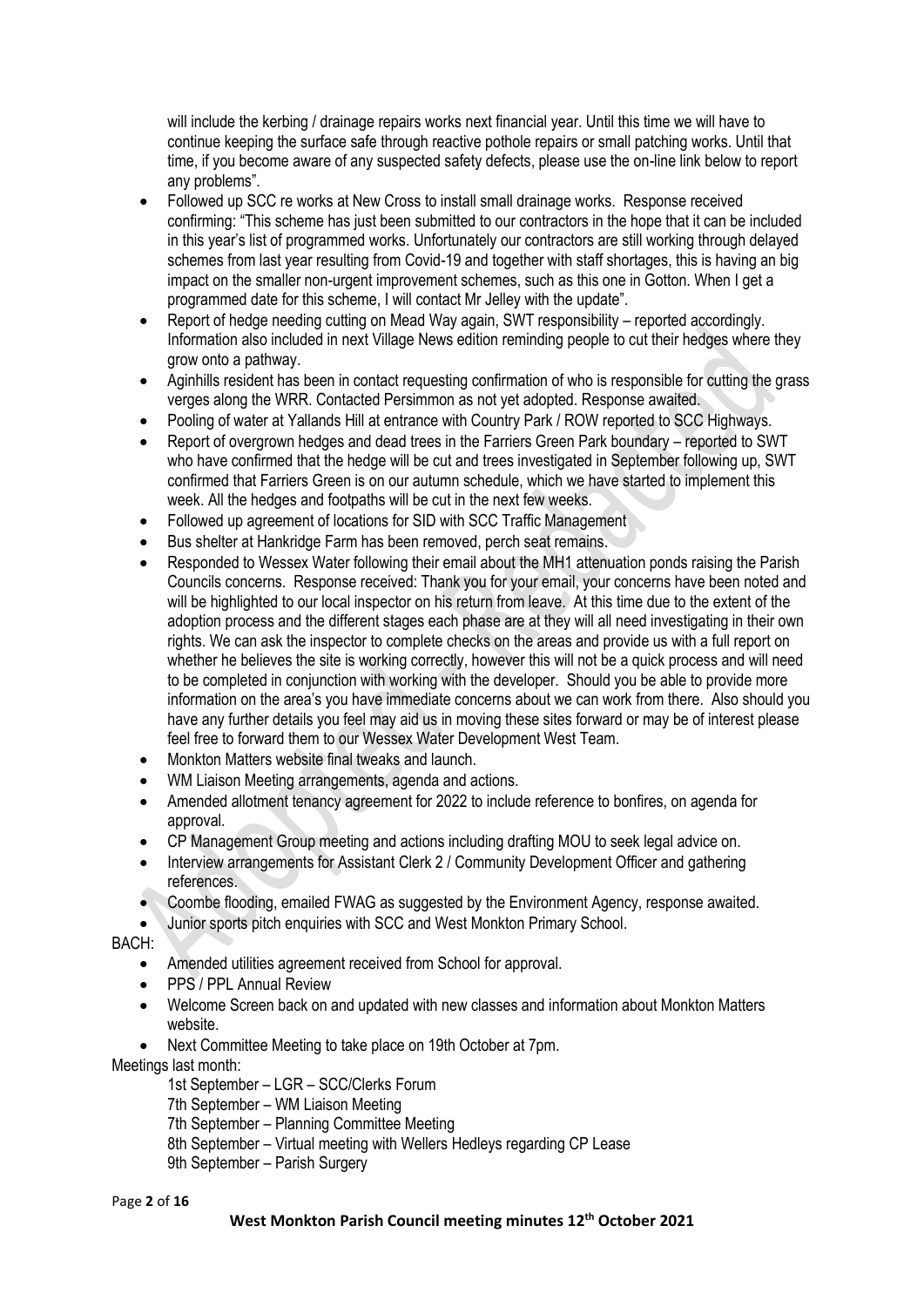will include the kerbing / drainage repairs works next financial year. Until this time we will have to continue keeping the surface safe through reactive pothole repairs or small patching works. Until that time, if you become aware of any suspected safety defects, please use the on-line link below to report any problems".

- Followed up SCC re works at New Cross to install small drainage works. Response received confirming: "This scheme has just been submitted to our contractors in the hope that it can be included in this year's list of programmed works. Unfortunately our contractors are still working through delayed schemes from last year resulting from Covid-19 and together with staff shortages, this is having an big impact on the smaller non-urgent improvement schemes, such as this one in Gotton. When I get a programmed date for this scheme, I will contact Mr Jelley with the update".
- Report of hedge needing cutting on Mead Way again, SWT responsibility – reported accordingly. Information also included in next Village News edition reminding people to cut their hedges where they grow onto a pathway.
- Aginhills resident has been in contact requesting confirmation of who is responsible for cutting the grass verges along the WRR. Contacted Persimmon as not yet adopted. Response awaited.
- Pooling of water at Yallands Hill at entrance with Country Park / ROW reported to SCC Highways.
- Report of overgrown hedges and dead trees in the Farriers Green Park boundary – reported to SWT who have confirmed that the hedge will be cut and trees investigated in September following up, SWT confirmed that Farriers Green is on our autumn schedule, which we have started to implement this week. All the hedges and footpaths will be cut in the next few weeks.
- Followed up agreement of locations for SID with SCC Traffic Management
- Bus shelter at Hankridge Farm has been removed, perch seat remains.
- Responded to Wessex Water following their email about the MH1 attenuation ponds raising the Parish Councils concerns. Response received: Thank you for your email, your concerns have been noted and will be highlighted to our local inspector on his return from leave. At this time due to the extent of the adoption process and the different stages each phase are at they will all need investigating in their own rights. We can ask the inspector to complete checks on the areas and provide us with a full report on whether he believes the site is working correctly, however this will not be a quick process and will need to be completed in conjunction with working with the developer. Should you be able to provide more information on the area's you have immediate concerns about we can work from there. Also should you have any further details you feel may aid us in moving these sites forward or may be of interest please feel free to forward them to our Wessex Water Development West Team.
- Monkton Matters website final tweaks and launch.
- WM Liaison Meeting arrangements, agenda and actions.
- Amended allotment tenancy agreement for 2022 to include reference to bonfires, on agenda for approval.
- CP Management Group meeting and actions including drafting MOU to seek legal advice on.
- Interview arrangements for Assistant Clerk 2 / Community Development Officer and gathering references.
- Coombe flooding, emailed FWAG as suggested by the Environment Agency, response awaited.
- Junior sports pitch enquiries with SCC and West Monkton Primary School.

BACH:

- Amended utilities agreement received from School for approval.
- PPS / PPL Annual Review
- Welcome Screen back on and updated with new classes and information about Monkton Matters website.
- Next Committee Meeting to take place on 19th October at 7pm.

Meetings last month:

1st September – LGR – SCC/Clerks Forum
7th September – WM Liaison Meeting
7th September – Planning Committee Meeting
8th September – Virtual meeting with Wellers Hedleys regarding CP Lease
9th September – Parish Surgery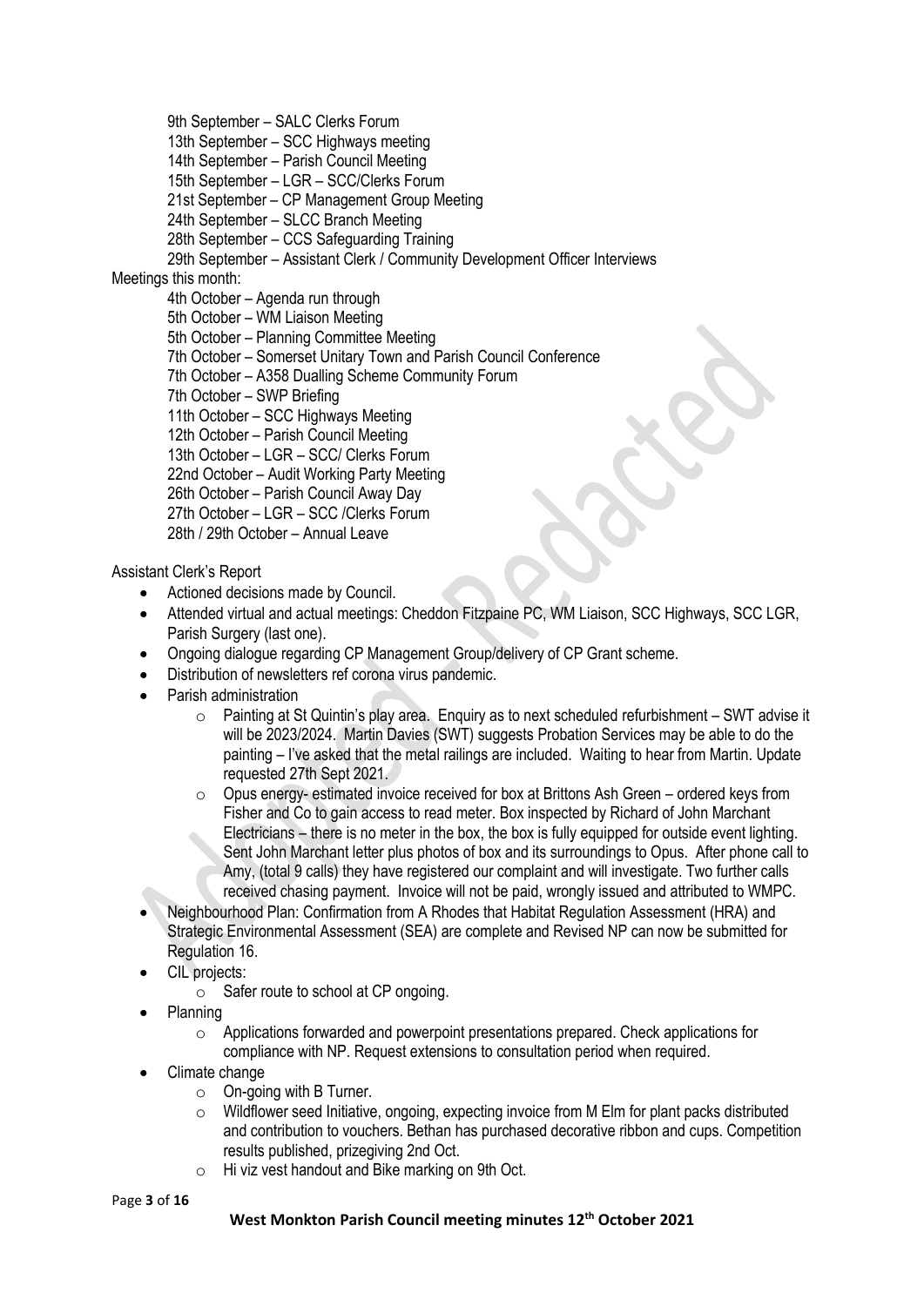9th September – SALC Clerks Forum
13th September – SCC Highways meeting
14th September – Parish Council Meeting
15th September – LGR – SCC/Clerks Forum
21st September – CP Management Group Meeting
24th September – SLCC Branch Meeting
28th September – CCS Safeguarding Training
29th September – Assistant Clerk / Community Development Officer Interviews

Meetings this month:

4th October – Agenda run through
5th October – WM Liaison Meeting
5th October – Planning Committee Meeting
7th October – Somerset Unitary Town and Parish Council Conference
7th October – A358 Dualling Scheme Community Forum
7th October – SWP Briefing
11th October – SCC Highways Meeting
12th October – Parish Council Meeting
13th October – LGR – SCC/ Clerks Forum
22nd October – Audit Working Party Meeting
26th October – Parish Council Away Day
27th October – LGR – SCC /Clerks Forum
28th / 29th October – Annual Leave

Assistant Clerk's Report

- Actioned decisions made by Council.
- Attended virtual and actual meetings: Cheddon Fitzpaine PC, WM Liaison, SCC Highways, SCC LGR, Parish Surgery (last one).
- Ongoing dialogue regarding CP Management Group/delivery of CP Grant scheme.
- Distribution of newsletters ref corona virus pandemic.
- Parish administration
  - Painting at St Quintin's play area. Enquiry as to next scheduled refurbishment – SWT advise it will be 2023/2024. Martin Davies (SWT) suggests Probation Services may be able to do the painting – I've asked that the metal railings are included. Waiting to hear from Martin. Update requested 27th Sept 2021.
  - Opus energy- estimated invoice received for box at Brittons Ash Green – ordered keys from Fisher and Co to gain access to read meter. Box inspected by Richard of John Marchant Electricians – there is no meter in the box, the box is fully equipped for outside event lighting. Sent John Marchant letter plus photos of box and its surroundings to Opus. After phone call to Amy, (total 9 calls) they have registered our complaint and will investigate. Two further calls received chasing payment. Invoice will not be paid, wrongly issued and attributed to WMPC.
- Neighbourhood Plan: Confirmation from A Rhodes that Habitat Regulation Assessment (HRA) and Strategic Environmental Assessment (SEA) are complete and Revised NP can now be submitted for Regulation 16.
- CIL projects:
  - Safer route to school at CP ongoing.
- Planning
  - Applications forwarded and powerpoint presentations prepared. Check applications for compliance with NP. Request extensions to consultation period when required.
- Climate change
  - On-going with B Turner.
  - Wildflower seed Initiative, ongoing, expecting invoice from M Elm for plant packs distributed and contribution to vouchers. Bethan has purchased decorative ribbon and cups. Competition results published, prizegiving 2nd Oct.
  - Hi viz vest handout and Bike marking on 9th Oct.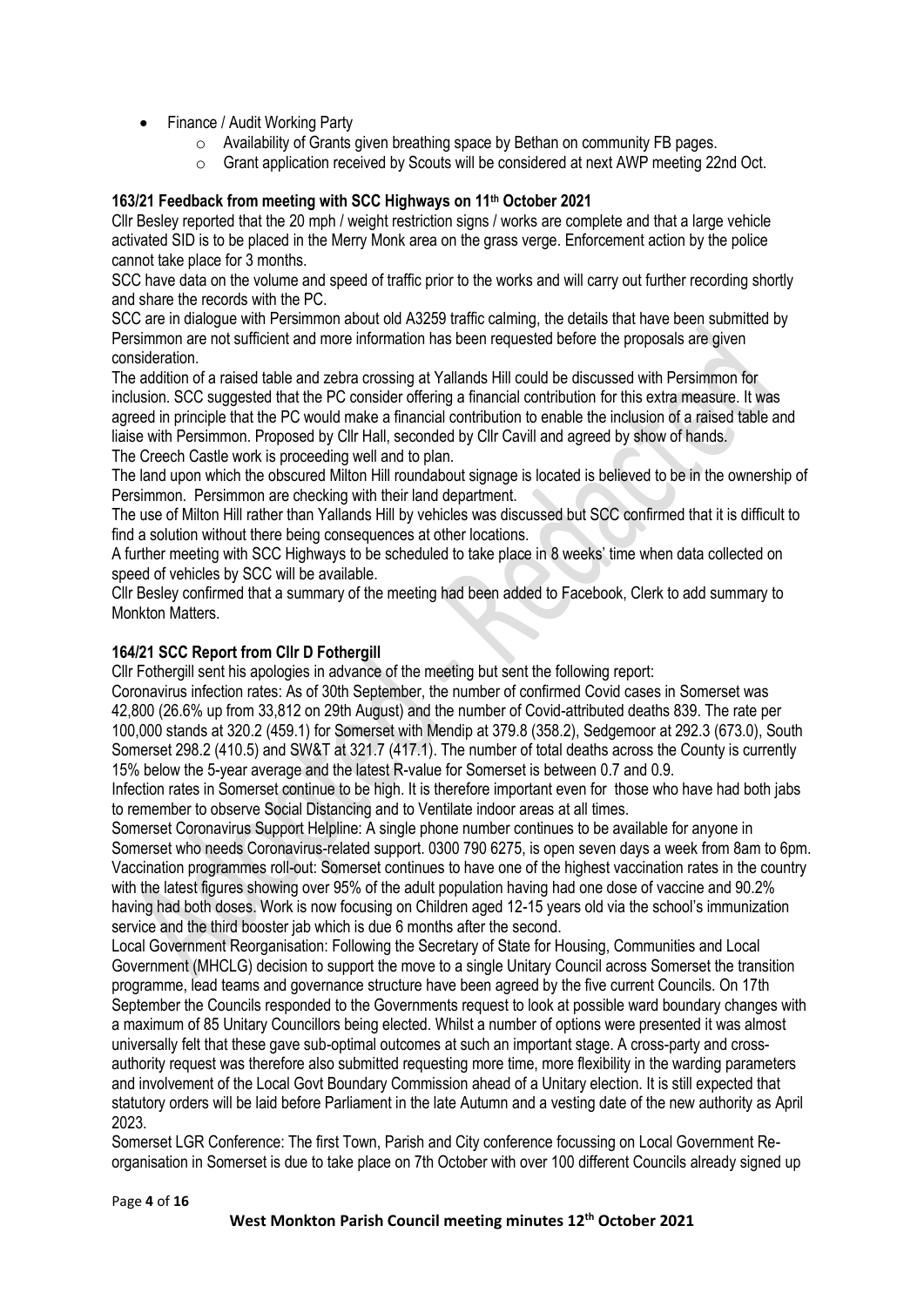- Finance / Audit Working Party
  - Availability of Grants given breathing space by Bethan on community FB pages.
  - Grant application received by Scouts will be considered at next AWP meeting 22nd Oct.

**163/21 Feedback from meeting with SCC Highways on 11th October 2021**

Cllr Besley reported that the 20 mph / weight restriction signs / works are complete and that a large vehicle activated SID is to be placed in the Merry Monk area on the grass verge. Enforcement action by the police cannot take place for 3 months.

SCC have data on the volume and speed of traffic prior to the works and will carry out further recording shortly and share the records with the PC.

SCC are in dialogue with Persimmon about old A3259 traffic calming, the details that have been submitted by Persimmon are not sufficient and more information has been requested before the proposals are given consideration.

The addition of a raised table and zebra crossing at Yallands Hill could be discussed with Persimmon for inclusion. SCC suggested that the PC consider offering a financial contribution for this extra measure. It was agreed in principle that the PC would make a financial contribution to enable the inclusion of a raised table and liaise with Persimmon. Proposed by Cllr Hall, seconded by Cllr Cavill and agreed by show of hands.

The Creech Castle work is proceeding well and to plan.

The land upon which the obscured Milton Hill roundabout signage is located is believed to be in the ownership of Persimmon. Persimmon are checking with their land department.

The use of Milton Hill rather than Yallands Hill by vehicles was discussed but SCC confirmed that it is difficult to find a solution without there being consequences at other locations.

A further meeting with SCC Highways to be scheduled to take place in 8 weeks' time when data collected on speed of vehicles by SCC will be available.

Cllr Besley confirmed that a summary of the meeting had been added to Facebook, Clerk to add summary to Monkton Matters.

**164/21 SCC Report from Cllr D Fothergill**

Cllr Fothergill sent his apologies in advance of the meeting but sent the following report:

Coronavirus infection rates: As of 30th September, the number of confirmed Covid cases in Somerset was 42,800 (26.6% up from 33,812 on 29th August) and the number of Covid-attributed deaths 839. The rate per 100,000 stands at 320.2 (459.1) for Somerset with Mendip at 379.8 (358.2), Sedgemoor at 292.3 (673.0), South Somerset 298.2 (410.5) and SW&T at 321.7 (417.1). The number of total deaths across the County is currently 15% below the 5-year average and the latest R-value for Somerset is between 0.7 and 0.9.

Infection rates in Somerset continue to be high. It is therefore important even for those who have had both jabs to remember to observe Social Distancing and to Ventilate indoor areas at all times.

Somerset Coronavirus Support Helpline: A single phone number continues to be available for anyone in Somerset who needs Coronavirus-related support. 0300 790 6275, is open seven days a week from 8am to 6pm.

Vaccination programmes roll-out: Somerset continues to have one of the highest vaccination rates in the country with the latest figures showing over 95% of the adult population having had one dose of vaccine and 90.2% having had both doses. Work is now focusing on Children aged 12-15 years old via the school's immunization service and the third booster jab which is due 6 months after the second.

Local Government Reorganisation: Following the Secretary of State for Housing, Communities and Local Government (MHCLG) decision to support the move to a single Unitary Council across Somerset the transition programme, lead teams and governance structure have been agreed by the five current Councils. On 17th September the Councils responded to the Governments request to look at possible ward boundary changes with a maximum of 85 Unitary Councillors being elected. Whilst a number of options were presented it was almost universally felt that these gave sub-optimal outcomes at such an important stage. A cross-party and cross-authority request was therefore also submitted requesting more time, more flexibility in the warding parameters and involvement of the Local Govt Boundary Commission ahead of a Unitary election. It is still expected that statutory orders will be laid before Parliament in the late Autumn and a vesting date of the new authority as April 2023.

Somerset LGR Conference: The first Town, Parish and City conference focussing on Local Government Re-organisation in Somerset is due to take place on 7th October with over 100 different Councils already signed up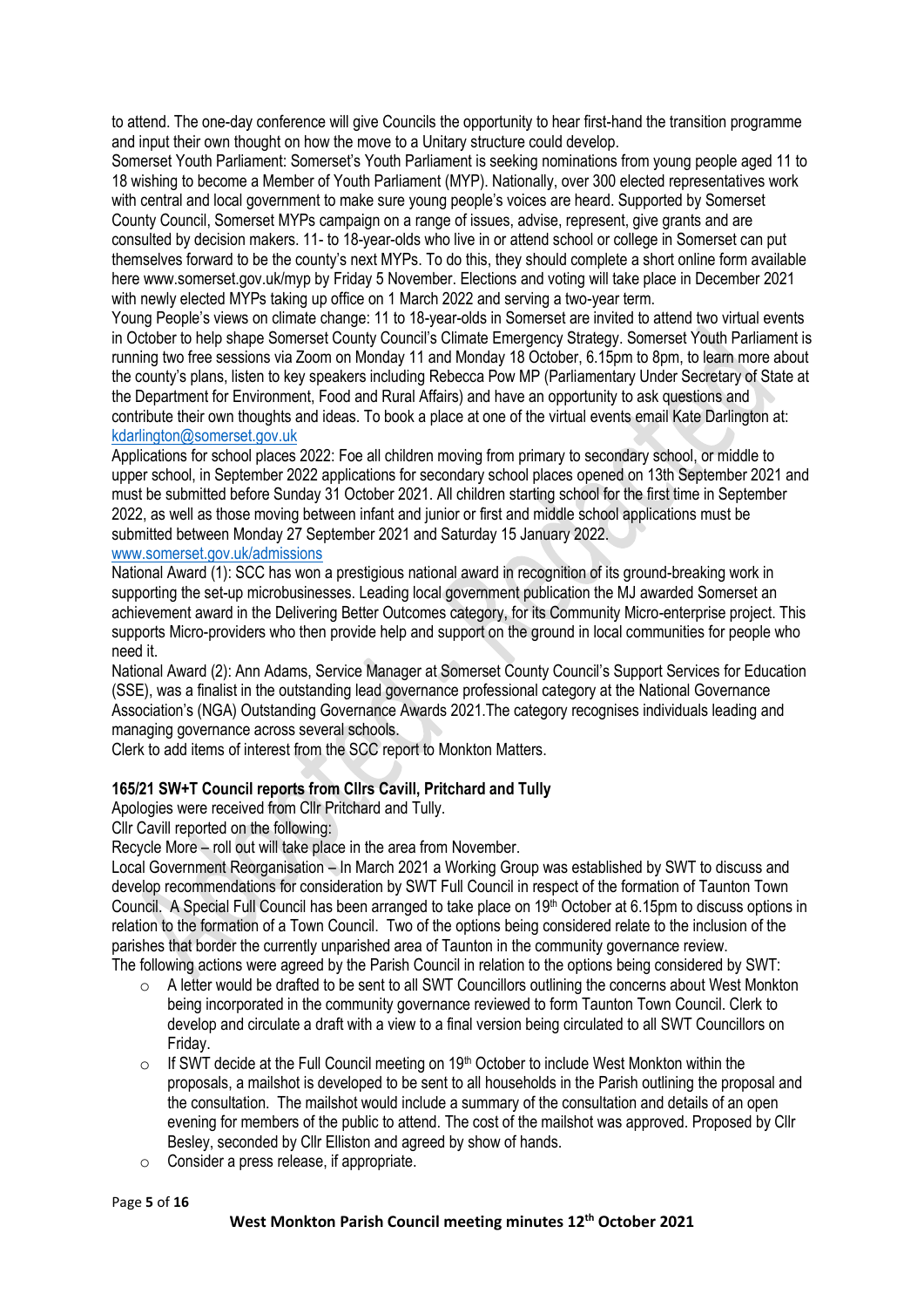to attend. The one-day conference will give Councils the opportunity to hear first-hand the transition programme and input their own thought on how the move to a Unitary structure could develop.

Somerset Youth Parliament: Somerset's Youth Parliament is seeking nominations from young people aged 11 to 18 wishing to become a Member of Youth Parliament (MYP). Nationally, over 300 elected representatives work with central and local government to make sure young people's voices are heard. Supported by Somerset County Council, Somerset MYPs campaign on a range of issues, advise, represent, give grants and are consulted by decision makers. 11- to 18-year-olds who live in or attend school or college in Somerset can put themselves forward to be the county's next MYPs. To do this, they should complete a short online form available here www.somerset.gov.uk/myp by Friday 5 November. Elections and voting will take place in December 2021 with newly elected MYPs taking up office on 1 March 2022 and serving a two-year term.

Young People's views on climate change: 11 to 18-year-olds in Somerset are invited to attend two virtual events in October to help shape Somerset County Council's Climate Emergency Strategy. Somerset Youth Parliament is running two free sessions via Zoom on Monday 11 and Monday 18 October, 6.15pm to 8pm, to learn more about the county's plans, listen to key speakers including Rebecca Pow MP (Parliamentary Under Secretary of State at the Department for Environment, Food and Rural Affairs) and have an opportunity to ask questions and contribute their own thoughts and ideas. To book a place at one of the virtual events email Kate Darlington at: kdarlington@somerset.gov.uk

Applications for school places 2022: Foe all children moving from primary to secondary school, or middle to upper school, in September 2022 applications for secondary school places opened on 13th September 2021 and must be submitted before Sunday 31 October 2021. All children starting school for the first time in September 2022, as well as those moving between infant and junior or first and middle school applications must be submitted between Monday 27 September 2021 and Saturday 15 January 2022.
www.somerset.gov.uk/admissions

National Award (1): SCC has won a prestigious national award in recognition of its ground-breaking work in supporting the set-up microbusinesses. Leading local government publication the MJ awarded Somerset an achievement award in the Delivering Better Outcomes category, for its Community Micro-enterprise project. This supports Micro-providers who then provide help and support on the ground in local communities for people who need it.

National Award (2): Ann Adams, Service Manager at Somerset County Council's Support Services for Education (SSE), was a finalist in the outstanding lead governance professional category at the National Governance Association's (NGA) Outstanding Governance Awards 2021.The category recognises individuals leading and managing governance across several schools.

Clerk to add items of interest from the SCC report to Monkton Matters.

**165/21 SW+T Council reports from Cllrs Cavill, Pritchard and Tully**

Apologies were received from Cllr Pritchard and Tully.

Cllr Cavill reported on the following:

Recycle More – roll out will take place in the area from November.

Local Government Reorganisation – In March 2021 a Working Group was established by SWT to discuss and develop recommendations for consideration by SWT Full Council in respect of the formation of Taunton Town Council. A Special Full Council has been arranged to take place on 19th October at 6.15pm to discuss options in relation to the formation of a Town Council. Two of the options being considered relate to the inclusion of the parishes that border the currently unparished area of Taunton in the community governance review.

The following actions were agreed by the Parish Council in relation to the options being considered by SWT:

- A letter would be drafted to be sent to all SWT Councillors outlining the concerns about West Monkton being incorporated in the community governance reviewed to form Taunton Town Council. Clerk to develop and circulate a draft with a view to a final version being circulated to all SWT Councillors on Friday.
- If SWT decide at the Full Council meeting on 19th October to include West Monkton within the proposals, a mailshot is developed to be sent to all households in the Parish outlining the proposal and the consultation. The mailshot would include a summary of the consultation and details of an open evening for members of the public to attend. The cost of the mailshot was approved. Proposed by Cllr Besley, seconded by Cllr Elliston and agreed by show of hands.
- Consider a press release, if appropriate.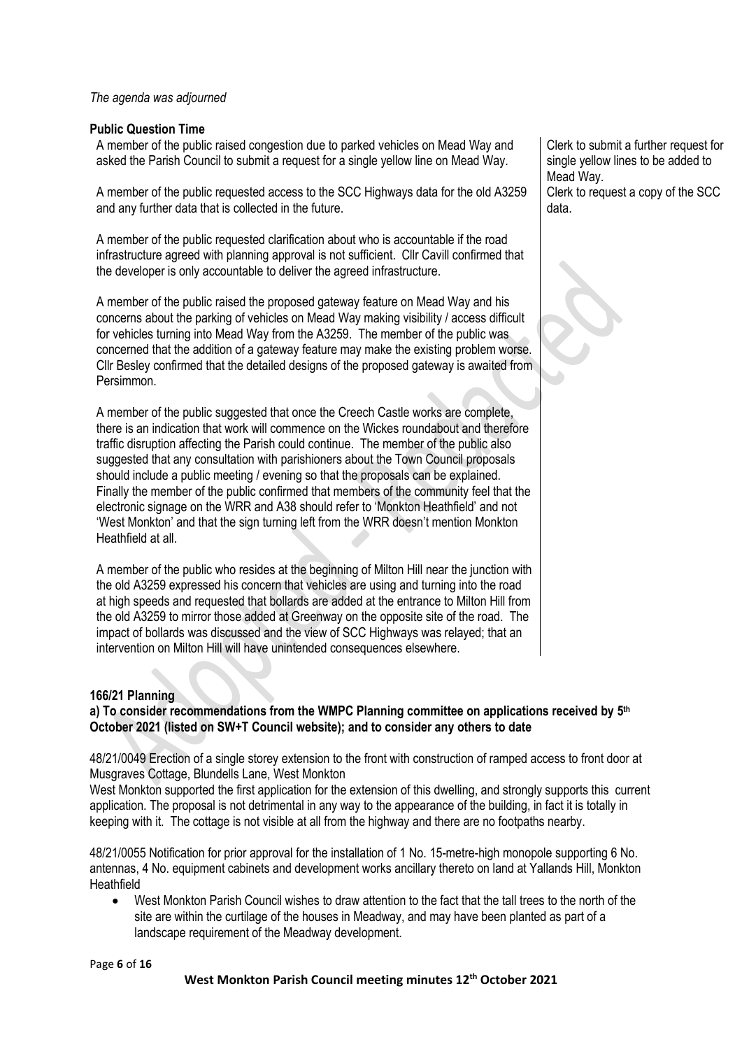*The agenda was adjourned*

**Public Question Time**

| | |
|---|---|
| A member of the public raised congestion due to parked vehicles on Mead Way and asked the Parish Council to submit a request for a single yellow line on Mead Way. | Clerk to submit a further request for single yellow lines to be added to Mead Way. |
| A member of the public requested access to the SCC Highways data for the old A3259 and any further data that is collected in the future. | Clerk to request a copy of the SCC data. |
| A member of the public requested clarification about who is accountable if the road infrastructure agreed with planning approval is not sufficient. Cllr Cavill confirmed that the developer is only accountable to deliver the agreed infrastructure. | |
| A member of the public raised the proposed gateway feature on Mead Way and his concerns about the parking of vehicles on Mead Way making visibility / access difficult for vehicles turning into Mead Way from the A3259. The member of the public was concerned that the addition of a gateway feature may make the existing problem worse. Cllr Besley confirmed that the detailed designs of the proposed gateway is awaited from Persimmon. | |
| A member of the public suggested that once the Creech Castle works are complete, there is an indication that work will commence on the Wickes roundabout and therefore traffic disruption affecting the Parish could continue. The member of the public also suggested that any consultation with parishioners about the Town Council proposals should include a public meeting / evening so that the proposals can be explained. Finally the member of the public confirmed that members of the community feel that the electronic signage on the WRR and A38 should refer to 'Monkton Heathfield' and not 'West Monkton' and that the sign turning left from the WRR doesn't mention Monkton Heathfield at all. | |
| A member of the public who resides at the beginning of Milton Hill near the junction with the old A3259 expressed his concern that vehicles are using and turning into the road at high speeds and requested that bollards are added at the entrance to Milton Hill from the old A3259 to mirror those added at Greenway on the opposite site of the road. The impact of bollards was discussed and the view of SCC Highways was relayed; that an intervention on Milton Hill will have unintended consequences elsewhere. | |

**166/21 Planning**

**a) To consider recommendations from the WMPC Planning committee on applications received by 5th October 2021 (listed on SW+T Council website); and to consider any others to date**

48/21/0049 Erection of a single storey extension to the front with construction of ramped access to front door at Musgraves Cottage, Blundells Lane, West Monkton

West Monkton supported the first application for the extension of this dwelling, and strongly supports this current application. The proposal is not detrimental in any way to the appearance of the building, in fact it is totally in keeping with it. The cottage is not visible at all from the highway and there are no footpaths nearby.

48/21/0055 Notification for prior approval for the installation of 1 No. 15-metre-high monopole supporting 6 No. antennas, 4 No. equipment cabinets and development works ancillary thereto on land at Yallands Hill, Monkton Heathfield

- West Monkton Parish Council wishes to draw attention to the fact that the tall trees to the north of the site are within the curtilage of the houses in Meadway, and may have been planted as part of a landscape requirement of the Meadway development.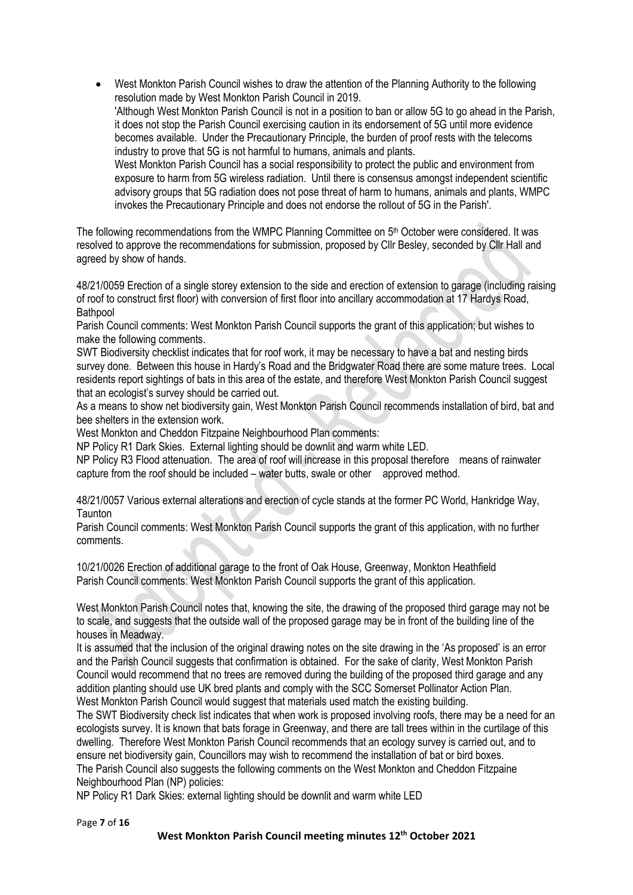- West Monkton Parish Council wishes to draw the attention of the Planning Authority to the following resolution made by West Monkton Parish Council in 2019.
  'Although West Monkton Parish Council is not in a position to ban or allow 5G to go ahead in the Parish, it does not stop the Parish Council exercising caution in its endorsement of 5G until more evidence becomes available. Under the Precautionary Principle, the burden of proof rests with the telecoms industry to prove that 5G is not harmful to humans, animals and plants.
  West Monkton Parish Council has a social responsibility to protect the public and environment from exposure to harm from 5G wireless radiation. Until there is consensus amongst independent scientific advisory groups that 5G radiation does not pose threat of harm to humans, animals and plants, WMPC invokes the Precautionary Principle and does not endorse the rollout of 5G in the Parish'.

The following recommendations from the WMPC Planning Committee on 5th October were considered. It was resolved to approve the recommendations for submission, proposed by Cllr Besley, seconded by Cllr Hall and agreed by show of hands.

48/21/0059 Erection of a single storey extension to the side and erection of extension to garage (including raising of roof to construct first floor) with conversion of first floor into ancillary accommodation at 17 Hardys Road, Bathpool

Parish Council comments: West Monkton Parish Council supports the grant of this application; but wishes to make the following comments.

SWT Biodiversity checklist indicates that for roof work, it may be necessary to have a bat and nesting birds survey done. Between this house in Hardy's Road and the Bridgwater Road there are some mature trees. Local residents report sightings of bats in this area of the estate, and therefore West Monkton Parish Council suggest that an ecologist's survey should be carried out.

As a means to show net biodiversity gain, West Monkton Parish Council recommends installation of bird, bat and bee shelters in the extension work.

West Monkton and Cheddon Fitzpaine Neighbourhood Plan comments:

NP Policy R1 Dark Skies. External lighting should be downlit and warm white LED.

NP Policy R3 Flood attenuation. The area of roof will increase in this proposal therefore means of rainwater capture from the roof should be included – water butts, swale or other approved method.

48/21/0057 Various external alterations and erection of cycle stands at the former PC World, Hankridge Way, Taunton

Parish Council comments: West Monkton Parish Council supports the grant of this application, with no further comments.

10/21/0026 Erection of additional garage to the front of Oak House, Greenway, Monkton Heathfield

Parish Council comments: West Monkton Parish Council supports the grant of this application.

West Monkton Parish Council notes that, knowing the site, the drawing of the proposed third garage may not be to scale, and suggests that the outside wall of the proposed garage may be in front of the building line of the houses in Meadway.

It is assumed that the inclusion of the original drawing notes on the site drawing in the 'As proposed' is an error and the Parish Council suggests that confirmation is obtained. For the sake of clarity, West Monkton Parish Council would recommend that no trees are removed during the building of the proposed third garage and any addition planting should use UK bred plants and comply with the SCC Somerset Pollinator Action Plan.

West Monkton Parish Council would suggest that materials used match the existing building.

The SWT Biodiversity check list indicates that when work is proposed involving roofs, there may be a need for an ecologists survey. It is known that bats forage in Greenway, and there are tall trees within in the curtilage of this dwelling. Therefore West Monkton Parish Council recommends that an ecology survey is carried out, and to ensure net biodiversity gain, Councillors may wish to recommend the installation of bat or bird boxes.

The Parish Council also suggests the following comments on the West Monkton and Cheddon Fitzpaine Neighbourhood Plan (NP) policies:

NP Policy R1 Dark Skies: external lighting should be downlit and warm white LED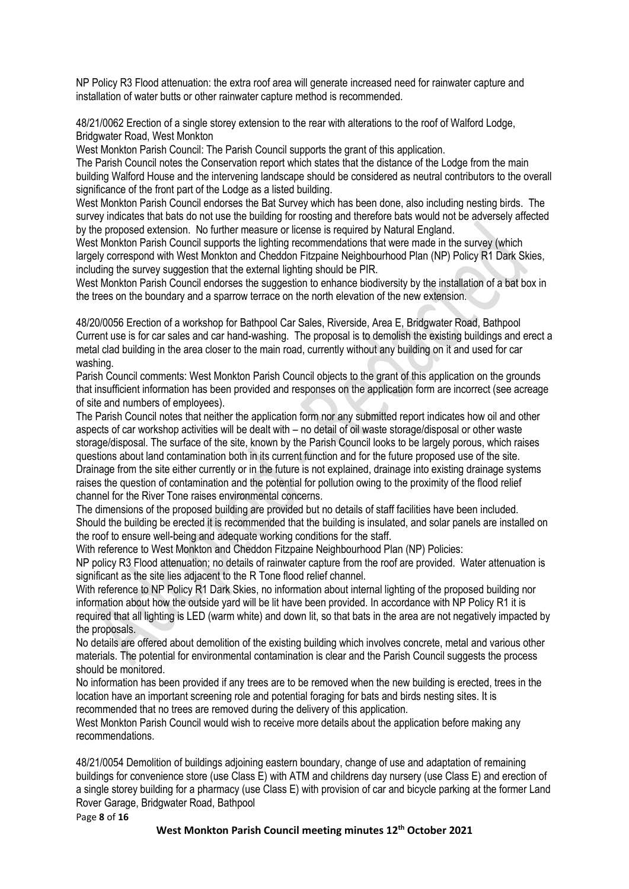NP Policy R3 Flood attenuation: the extra roof area will generate increased need for rainwater capture and installation of water butts or other rainwater capture method is recommended.

48/21/0062 Erection of a single storey extension to the rear with alterations to the roof of Walford Lodge, Bridgwater Road, West Monkton

West Monkton Parish Council: The Parish Council supports the grant of this application.

The Parish Council notes the Conservation report which states that the distance of the Lodge from the main building Walford House and the intervening landscape should be considered as neutral contributors to the overall significance of the front part of the Lodge as a listed building.

West Monkton Parish Council endorses the Bat Survey which has been done, also including nesting birds. The survey indicates that bats do not use the building for roosting and therefore bats would not be adversely affected by the proposed extension. No further measure or license is required by Natural England.

West Monkton Parish Council supports the lighting recommendations that were made in the survey (which largely correspond with West Monkton and Cheddon Fitzpaine Neighbourhood Plan (NP) Policy R1 Dark Skies, including the survey suggestion that the external lighting should be PIR.

West Monkton Parish Council endorses the suggestion to enhance biodiversity by the installation of a bat box in the trees on the boundary and a sparrow terrace on the north elevation of the new extension.

48/20/0056 Erection of a workshop for Bathpool Car Sales, Riverside, Area E, Bridgwater Road, Bathpool

Current use is for car sales and car hand-washing. The proposal is to demolish the existing buildings and erect a metal clad building in the area closer to the main road, currently without any building on it and used for car washing.

Parish Council comments: West Monkton Parish Council objects to the grant of this application on the grounds that insufficient information has been provided and responses on the application form are incorrect (see acreage of site and numbers of employees).

The Parish Council notes that neither the application form nor any submitted report indicates how oil and other aspects of car workshop activities will be dealt with – no detail of oil waste storage/disposal or other waste storage/disposal. The surface of the site, known by the Parish Council looks to be largely porous, which raises questions about land contamination both in its current function and for the future proposed use of the site. Drainage from the site either currently or in the future is not explained, drainage into existing drainage systems raises the question of contamination and the potential for pollution owing to the proximity of the flood relief channel for the River Tone raises environmental concerns.

The dimensions of the proposed building are provided but no details of staff facilities have been included. Should the building be erected it is recommended that the building is insulated, and solar panels are installed on the roof to ensure well-being and adequate working conditions for the staff.

With reference to West Monkton and Cheddon Fitzpaine Neighbourhood Plan (NP) Policies:

NP policy R3 Flood attenuation; no details of rainwater capture from the roof are provided. Water attenuation is significant as the site lies adjacent to the R Tone flood relief channel.

With reference to NP Policy R1 Dark Skies, no information about internal lighting of the proposed building nor information about how the outside yard will be lit have been provided. In accordance with NP Policy R1 it is required that all lighting is LED (warm white) and down lit, so that bats in the area are not negatively impacted by the proposals.

No details are offered about demolition of the existing building which involves concrete, metal and various other materials. The potential for environmental contamination is clear and the Parish Council suggests the process should be monitored.

No information has been provided if any trees are to be removed when the new building is erected, trees in the location have an important screening role and potential foraging for bats and birds nesting sites. It is recommended that no trees are removed during the delivery of this application.

West Monkton Parish Council would wish to receive more details about the application before making any recommendations.

48/21/0054 Demolition of buildings adjoining eastern boundary, change of use and adaptation of remaining buildings for convenience store (use Class E) with ATM and childrens day nursery (use Class E) and erection of a single storey building for a pharmacy (use Class E) with provision of car and bicycle parking at the former Land Rover Garage, Bridgwater Road, Bathpool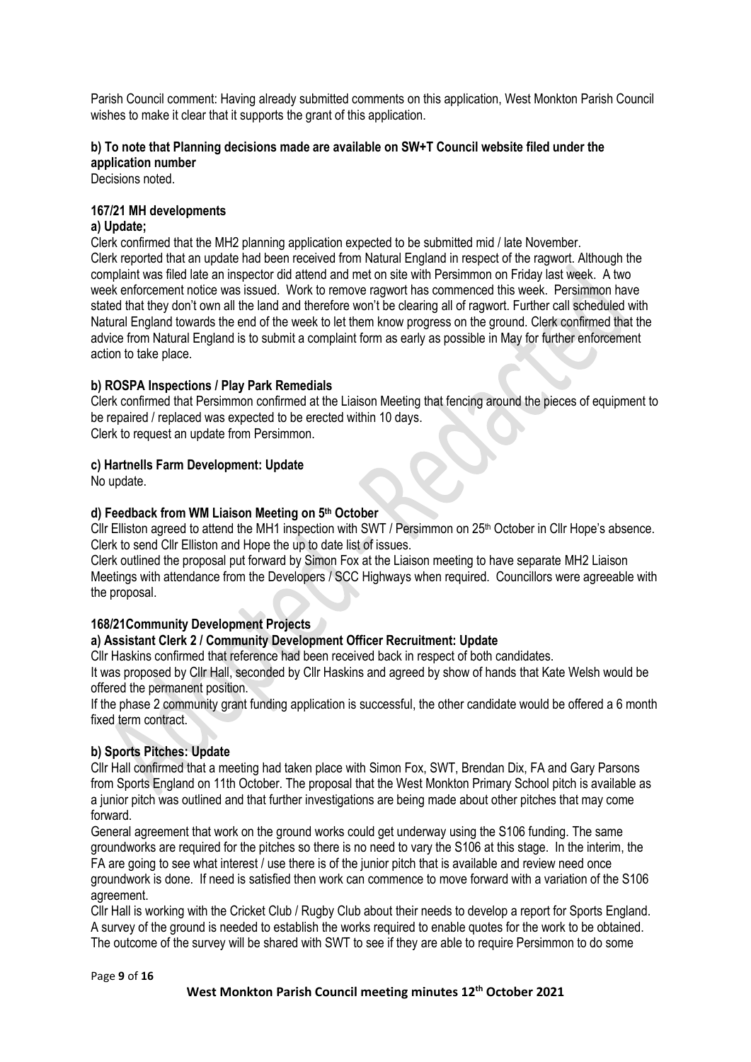Parish Council comment: Having already submitted comments on this application, West Monkton Parish Council wishes to make it clear that it supports the grant of this application.

**b) To note that Planning decisions made are available on SW+T Council website filed under the application number**

Decisions noted.

**167/21 MH developments**

**a) Update;**

Clerk confirmed that the MH2 planning application expected to be submitted mid / late November.

Clerk reported that an update had been received from Natural England in respect of the ragwort. Although the complaint was filed late an inspector did attend and met on site with Persimmon on Friday last week. A two week enforcement notice was issued. Work to remove ragwort has commenced this week. Persimmon have stated that they don't own all the land and therefore won't be clearing all of ragwort. Further call scheduled with Natural England towards the end of the week to let them know progress on the ground. Clerk confirmed that the advice from Natural England is to submit a complaint form as early as possible in May for further enforcement action to take place.

**b) ROSPA Inspections / Play Park Remedials**

Clerk confirmed that Persimmon confirmed at the Liaison Meeting that fencing around the pieces of equipment to be repaired / replaced was expected to be erected within 10 days.

Clerk to request an update from Persimmon.

**c) Hartnells Farm Development: Update**

No update.

**d) Feedback from WM Liaison Meeting on 5th October**

Cllr Elliston agreed to attend the MH1 inspection with SWT / Persimmon on 25th October in Cllr Hope's absence. Clerk to send Cllr Elliston and Hope the up to date list of issues.

Clerk outlined the proposal put forward by Simon Fox at the Liaison meeting to have separate MH2 Liaison Meetings with attendance from the Developers / SCC Highways when required. Councillors were agreeable with the proposal.

**168/21Community Development Projects**

**a) Assistant Clerk 2 / Community Development Officer Recruitment: Update**

Cllr Haskins confirmed that reference had been received back in respect of both candidates.

It was proposed by Cllr Hall, seconded by Cllr Haskins and agreed by show of hands that Kate Welsh would be offered the permanent position.

If the phase 2 community grant funding application is successful, the other candidate would be offered a 6 month fixed term contract.

**b) Sports Pitches: Update**

Cllr Hall confirmed that a meeting had taken place with Simon Fox, SWT, Brendan Dix, FA and Gary Parsons from Sports England on 11th October. The proposal that the West Monkton Primary School pitch is available as a junior pitch was outlined and that further investigations are being made about other pitches that may come forward.

General agreement that work on the ground works could get underway using the S106 funding. The same groundworks are required for the pitches so there is no need to vary the S106 at this stage. In the interim, the FA are going to see what interest / use there is of the junior pitch that is available and review need once groundwork is done. If need is satisfied then work can commence to move forward with a variation of the S106 agreement.

Cllr Hall is working with the Cricket Club / Rugby Club about their needs to develop a report for Sports England. A survey of the ground is needed to establish the works required to enable quotes for the work to be obtained. The outcome of the survey will be shared with SWT to see if they are able to require Persimmon to do some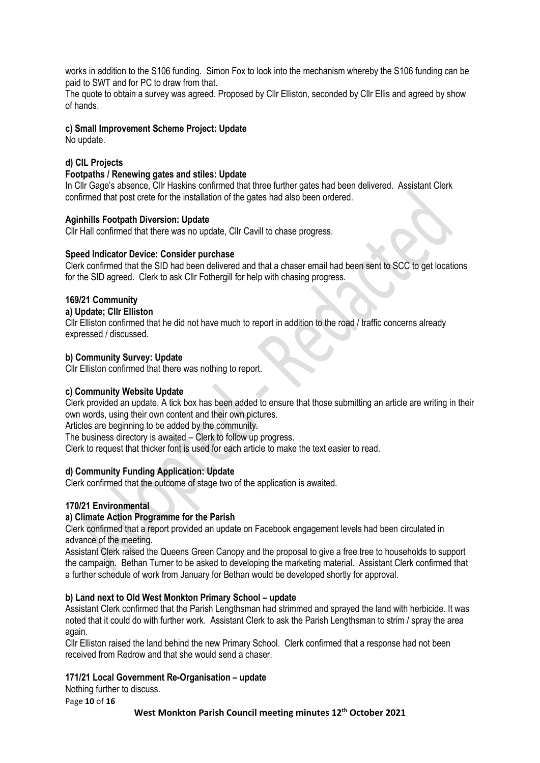works in addition to the S106 funding. Simon Fox to look into the mechanism whereby the S106 funding can be paid to SWT and for PC to draw from that.

The quote to obtain a survey was agreed. Proposed by Cllr Elliston, seconded by Cllr Ellis and agreed by show of hands.

**c) Small Improvement Scheme Project: Update**

No update.

**d) CIL Projects**

**Footpaths / Renewing gates and stiles: Update**

In Cllr Gage's absence, Cllr Haskins confirmed that three further gates had been delivered. Assistant Clerk confirmed that post crete for the installation of the gates had also been ordered.

**Aginhills Footpath Diversion: Update**

Cllr Hall confirmed that there was no update, Cllr Cavill to chase progress.

**Speed Indicator Device: Consider purchase**

Clerk confirmed that the SID had been delivered and that a chaser email had been sent to SCC to get locations for the SID agreed. Clerk to ask Cllr Fothergill for help with chasing progress.

**169/21 Community**

**a) Update; Cllr Elliston**

Cllr Elliston confirmed that he did not have much to report in addition to the road / traffic concerns already expressed / discussed.

**b) Community Survey: Update**

Cllr Elliston confirmed that there was nothing to report.

**c) Community Website Update**

Clerk provided an update. A tick box has been added to ensure that those submitting an article are writing in their own words, using their own content and their own pictures.

Articles are beginning to be added by the community.

The business directory is awaited – Clerk to follow up progress.

Clerk to request that thicker font is used for each article to make the text easier to read.

**d) Community Funding Application: Update**

Clerk confirmed that the outcome of stage two of the application is awaited.

**170/21 Environmental**

**a) Climate Action Programme for the Parish**

Clerk confirmed that a report provided an update on Facebook engagement levels had been circulated in advance of the meeting.

Assistant Clerk raised the Queens Green Canopy and the proposal to give a free tree to households to support the campaign. Bethan Turner to be asked to developing the marketing material. Assistant Clerk confirmed that a further schedule of work from January for Bethan would be developed shortly for approval.

**b) Land next to Old West Monkton Primary School – update**

Assistant Clerk confirmed that the Parish Lengthsman had strimmed and sprayed the land with herbicide. It was noted that it could do with further work. Assistant Clerk to ask the Parish Lengthsman to strim / spray the area again.

Cllr Elliston raised the land behind the new Primary School. Clerk confirmed that a response had not been received from Redrow and that she would send a chaser.

**171/21 Local Government Re-Organisation – update**

Nothing further to discuss.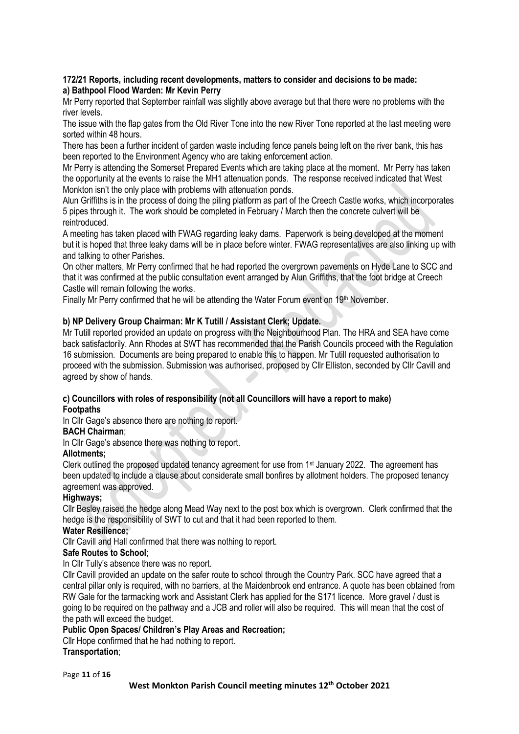**172/21 Reports, including recent developments, matters to consider and decisions to be made:**

**a) Bathpool Flood Warden: Mr Kevin Perry**

Mr Perry reported that September rainfall was slightly above average but that there were no problems with the river levels.

The issue with the flap gates from the Old River Tone into the new River Tone reported at the last meeting were sorted within 48 hours.

There has been a further incident of garden waste including fence panels being left on the river bank, this has been reported to the Environment Agency who are taking enforcement action.

Mr Perry is attending the Somerset Prepared Events which are taking place at the moment. Mr Perry has taken the opportunity at the events to raise the MH1 attenuation ponds. The response received indicated that West Monkton isn't the only place with problems with attenuation ponds.

Alun Griffiths is in the process of doing the piling platform as part of the Creech Castle works, which incorporates 5 pipes through it. The work should be completed in February / March then the concrete culvert will be reintroduced.

A meeting has taken placed with FWAG regarding leaky dams. Paperwork is being developed at the moment but it is hoped that three leaky dams will be in place before winter. FWAG representatives are also linking up with and talking to other Parishes.

On other matters, Mr Perry confirmed that he had reported the overgrown pavements on Hyde Lane to SCC and that it was confirmed at the public consultation event arranged by Alun Griffiths, that the foot bridge at Creech Castle will remain following the works.

Finally Mr Perry confirmed that he will be attending the Water Forum event on 19th November.

**b) NP Delivery Group Chairman: Mr K Tutill / Assistant Clerk; Update.**

Mr Tutill reported provided an update on progress with the Neighbourhood Plan. The HRA and SEA have come back satisfactorily. Ann Rhodes at SWT has recommended that the Parish Councils proceed with the Regulation 16 submission. Documents are being prepared to enable this to happen. Mr Tutill requested authorisation to proceed with the submission. Submission was authorised, proposed by Cllr Elliston, seconded by Cllr Cavill and agreed by show of hands.

**c) Councillors with roles of responsibility (not all Councillors will have a report to make)**

**Footpaths**

In Cllr Gage's absence there are nothing to report.

**BACH Chairman**;

In Cllr Gage's absence there was nothing to report.

**Allotments;**

Clerk outlined the proposed updated tenancy agreement for use from 1st January 2022. The agreement has been updated to include a clause about considerate small bonfires by allotment holders. The proposed tenancy agreement was approved.

**Highways;**

Cllr Besley raised the hedge along Mead Way next to the post box which is overgrown. Clerk confirmed that the hedge is the responsibility of SWT to cut and that it had been reported to them.

**Water Resilience;**

Cllr Cavill and Hall confirmed that there was nothing to report.

**Safe Routes to School**;

In Cllr Tully's absence there was no report.

Cllr Cavill provided an update on the safer route to school through the Country Park. SCC have agreed that a central pillar only is required, with no barriers, at the Maidenbrook end entrance. A quote has been obtained from RW Gale for the tarmacking work and Assistant Clerk has applied for the S171 licence. More gravel / dust is going to be required on the pathway and a JCB and roller will also be required. This will mean that the cost of the path will exceed the budget.

**Public Open Spaces/ Children's Play Areas and Recreation;**

Cllr Hope confirmed that he had nothing to report.

**Transportation**;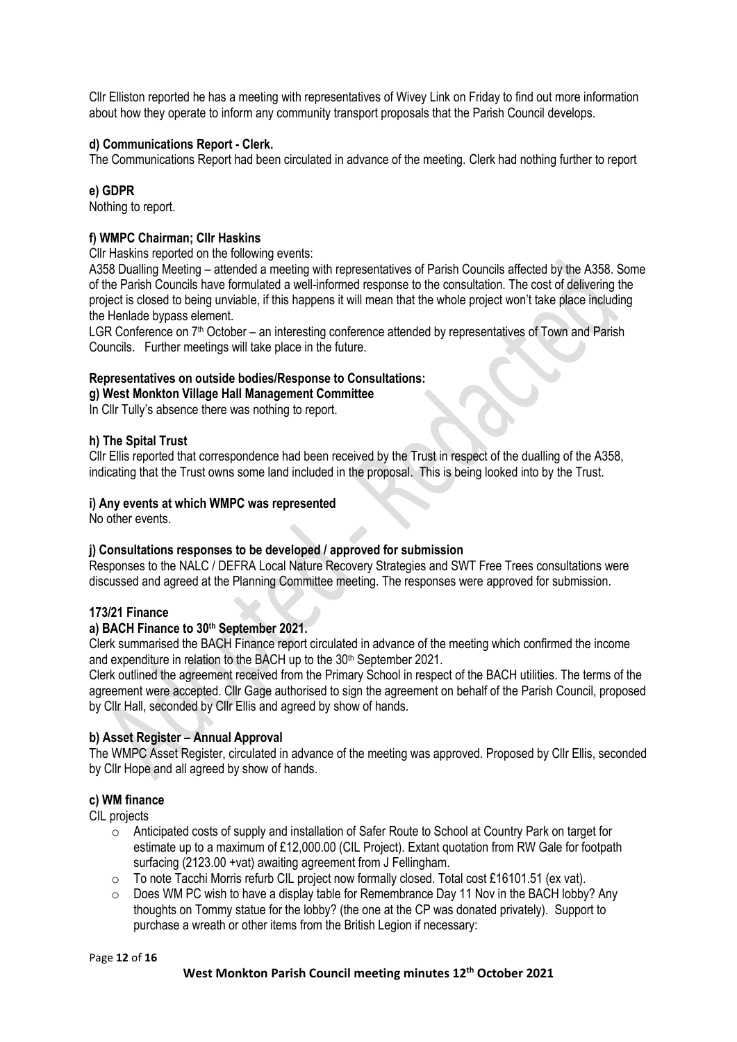Cllr Elliston reported he has a meeting with representatives of Wivey Link on Friday to find out more information about how they operate to inform any community transport proposals that the Parish Council develops.

**d) Communications Report - Clerk.**

The Communications Report had been circulated in advance of the meeting. Clerk had nothing further to report

**e) GDPR**

Nothing to report.

**f) WMPC Chairman; Cllr Haskins**

Cllr Haskins reported on the following events:

A358 Dualling Meeting – attended a meeting with representatives of Parish Councils affected by the A358. Some of the Parish Councils have formulated a well-informed response to the consultation. The cost of delivering the project is closed to being unviable, if this happens it will mean that the whole project won't take place including the Henlade bypass element.

LGR Conference on 7th October – an interesting conference attended by representatives of Town and Parish Councils. Further meetings will take place in the future.

**Representatives on outside bodies/Response to Consultations:**

**g) West Monkton Village Hall Management Committee**

In Cllr Tully's absence there was nothing to report.

**h) The Spital Trust**

Cllr Ellis reported that correspondence had been received by the Trust in respect of the dualling of the A358, indicating that the Trust owns some land included in the proposal. This is being looked into by the Trust.

**i) Any events at which WMPC was represented**

No other events.

**j) Consultations responses to be developed / approved for submission**

Responses to the NALC / DEFRA Local Nature Recovery Strategies and SWT Free Trees consultations were discussed and agreed at the Planning Committee meeting. The responses were approved for submission.

**173/21 Finance**

**a) BACH Finance to 30th September 2021.**

Clerk summarised the BACH Finance report circulated in advance of the meeting which confirmed the income and expenditure in relation to the BACH up to the 30th September 2021.

Clerk outlined the agreement received from the Primary School in respect of the BACH utilities. The terms of the agreement were accepted. Cllr Gage authorised to sign the agreement on behalf of the Parish Council, proposed by Cllr Hall, seconded by Cllr Ellis and agreed by show of hands.

**b) Asset Register – Annual Approval**

The WMPC Asset Register, circulated in advance of the meeting was approved. Proposed by Cllr Ellis, seconded by Cllr Hope and all agreed by show of hands.

**c) WM finance**

CIL projects

- Anticipated costs of supply and installation of Safer Route to School at Country Park on target for estimate up to a maximum of £12,000.00 (CIL Project). Extant quotation from RW Gale for footpath surfacing (2123.00 +vat) awaiting agreement from J Fellingham.
- To note Tacchi Morris refurb CIL project now formally closed. Total cost £16101.51 (ex vat).
- Does WM PC wish to have a display table for Remembrance Day 11 Nov in the BACH lobby? Any thoughts on Tommy statue for the lobby? (the one at the CP was donated privately). Support to purchase a wreath or other items from the British Legion if necessary: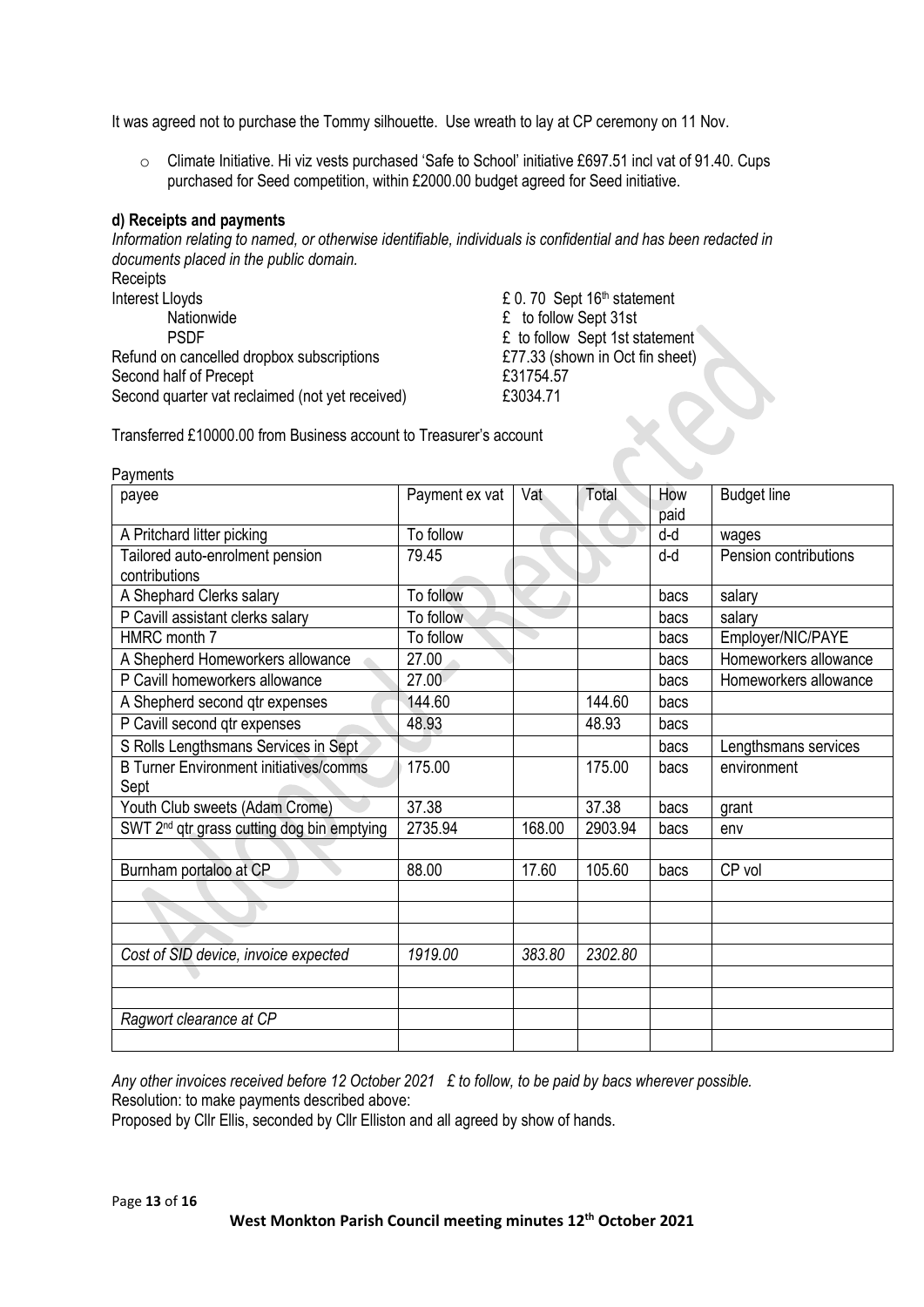It was agreed not to purchase the Tommy silhouette. Use wreath to lay at CP ceremony on 11 Nov.

- Climate Initiative. Hi viz vests purchased 'Safe to School' initiative £697.51 incl vat of 91.40. Cups purchased for Seed competition, within £2000.00 budget agreed for Seed initiative.

**d) Receipts and payments**

*Information relating to named, or otherwise identifiable, individuals is confidential and has been redacted in documents placed in the public domain.*

Receipts

| | |
|---|---|
| Interest Lloyds | £ 0. 70 Sept 16th statement |
| Nationwide | £ to follow Sept 31st |
| PSDF | £ to follow Sept 1st statement |
| Refund on cancelled dropbox subscriptions | £77.33 (shown in Oct fin sheet) |
| Second half of Precept | £31754.57 |
| Second quarter vat reclaimed (not yet received) | £3034.71 |

Transferred £10000.00 from Business account to Treasurer's account

Payments

| payee | Payment ex vat | Vat | Total | How paid | Budget line |
|---|---|---|---|---|---|
| A Pritchard litter picking | To follow | | | d-d | wages |
| Tailored auto-enrolment pension contributions | 79.45 | | | d-d | Pension contributions |
| A Shephard Clerks salary | To follow | | | bacs | salary |
| P Cavill assistant clerks salary | To follow | | | bacs | salary |
| HMRC month 7 | To follow | | | bacs | Employer/NIC/PAYE |
| A Shepherd Homeworkers allowance | 27.00 | | | bacs | Homeworkers allowance |
| P Cavill homeworkers allowance | 27.00 | | | bacs | Homeworkers allowance |
| A Shepherd second qtr expenses | 144.60 | | 144.60 | bacs | |
| P Cavill second qtr expenses | 48.93 | | 48.93 | bacs | |
| S Rolls Lengthsmans Services in Sept | | | | bacs | Lengthsmans services |
| B Turner Environment initiatives/comms Sept | 175.00 | | 175.00 | bacs | environment |
| Youth Club sweets (Adam Crome) | 37.38 | | 37.38 | bacs | grant |
| SWT 2nd qtr grass cutting dog bin emptying | 2735.94 | 168.00 | 2903.94 | bacs | env |
| | | | | | |
| Burnham portaloo at CP | 88.00 | 17.60 | 105.60 | bacs | CP vol |
| | | | | | |
| | | | | | |
| | | | | | |
| *Cost of SID device, invoice expected* | *1919.00* | *383.80* | *2302.80* | | |
| | | | | | |
| | | | | | |
| *Ragwort clearance at CP* | | | | | |
| | | | | | |

*Any other invoices received before 12 October 2021 £ to follow, to be paid by bacs wherever possible.*

Resolution: to make payments described above:

Proposed by Cllr Ellis, seconded by Cllr Elliston and all agreed by show of hands.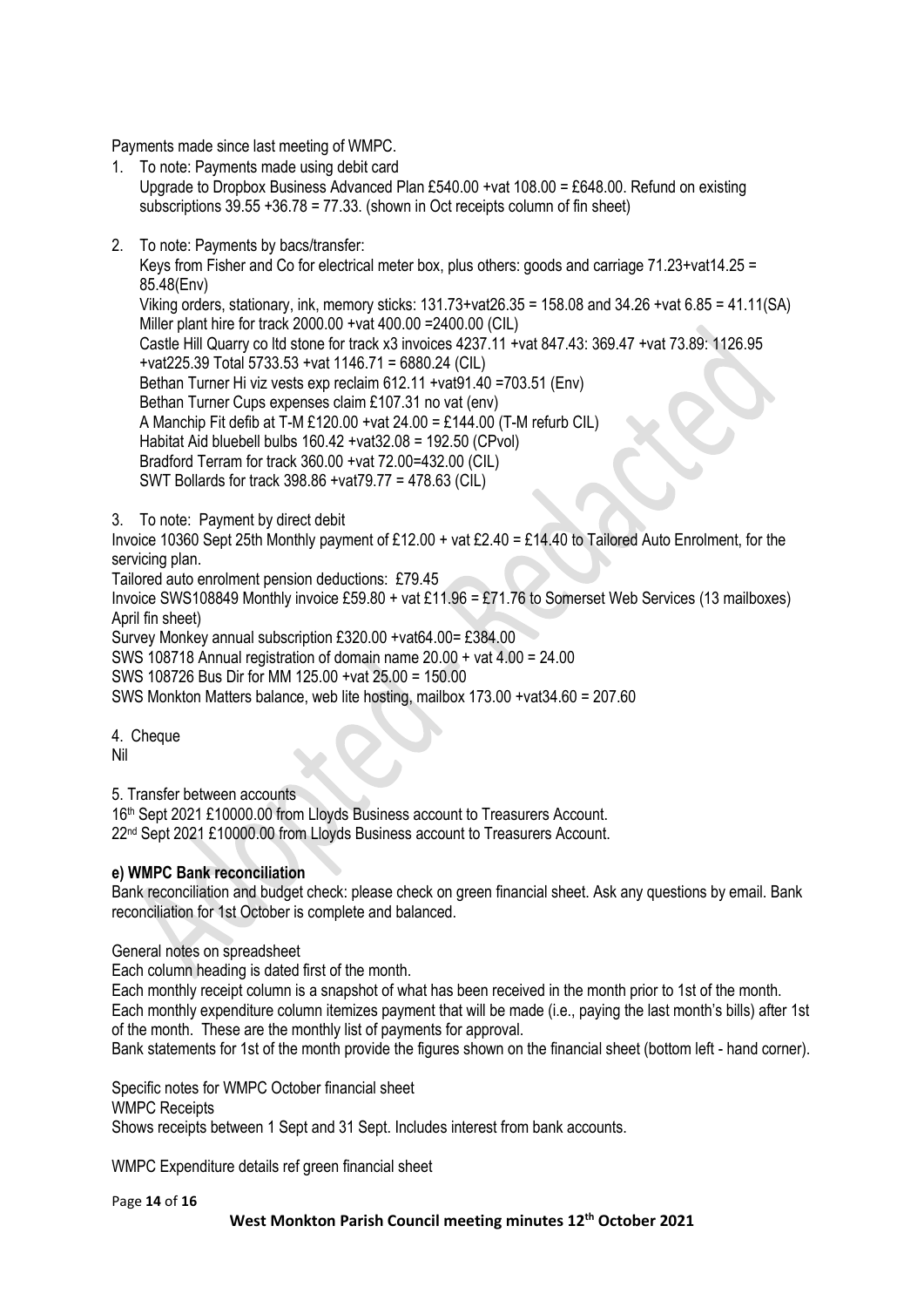Payments made since last meeting of WMPC.

1. To note: Payments made using debit card
   Upgrade to Dropbox Business Advanced Plan £540.00 +vat 108.00 = £648.00. Refund on existing subscriptions 39.55 +36.78 = 77.33. (shown in Oct receipts column of fin sheet)

2. To note: Payments by bacs/transfer:
   Keys from Fisher and Co for electrical meter box, plus others: goods and carriage 71.23+vat14.25 = 85.48(Env)
   Viking orders, stationary, ink, memory sticks: 131.73+vat26.35 = 158.08 and 34.26 +vat 6.85 = 41.11(SA)
   Miller plant hire for track 2000.00 +vat 400.00 =2400.00 (CIL)
   Castle Hill Quarry co ltd stone for track x3 invoices 4237.11 +vat 847.43: 369.47 +vat 73.89: 1126.95 +vat225.39 Total 5733.53 +vat 1146.71 = 6880.24 (CIL)
   Bethan Turner Hi viz vests exp reclaim 612.11 +vat91.40 =703.51 (Env)
   Bethan Turner Cups expenses claim £107.31 no vat (env)
   A Manchip Fit defib at T-M £120.00 +vat 24.00 = £144.00 (T-M refurb CIL)
   Habitat Aid bluebell bulbs 160.42 +vat32.08 = 192.50 (CPvol)
   Bradford Terram for track 360.00 +vat 72.00=432.00 (CIL)
   SWT Bollards for track 398.86 +vat79.77 = 478.63 (CIL)

3. To note: Payment by direct debit

Invoice 10360 Sept 25th Monthly payment of £12.00 + vat £2.40 = £14.40 to Tailored Auto Enrolment, for the servicing plan.
Tailored auto enrolment pension deductions: £79.45
Invoice SWS108849 Monthly invoice £59.80 + vat £11.96 = £71.76 to Somerset Web Services (13 mailboxes) April fin sheet)
Survey Monkey annual subscription £320.00 +vat64.00= £384.00
SWS 108718 Annual registration of domain name 20.00 + vat 4.00 = 24.00
SWS 108726 Bus Dir for MM 125.00 +vat 25.00 = 150.00
SWS Monkton Matters balance, web lite hosting, mailbox 173.00 +vat34.60 = 207.60

4. Cheque
Nil

5. Transfer between accounts
16th Sept 2021 £10000.00 from Lloyds Business account to Treasurers Account.
22nd Sept 2021 £10000.00 from Lloyds Business account to Treasurers Account.

**e) WMPC Bank reconciliation**

Bank reconciliation and budget check: please check on green financial sheet. Ask any questions by email. Bank reconciliation for 1st October is complete and balanced.

General notes on spreadsheet
Each column heading is dated first of the month.
Each monthly receipt column is a snapshot of what has been received in the month prior to 1st of the month.
Each monthly expenditure column itemizes payment that will be made (i.e., paying the last month's bills) after 1st of the month. These are the monthly list of payments for approval.
Bank statements for 1st of the month provide the figures shown on the financial sheet (bottom left - hand corner).

Specific notes for WMPC October financial sheet
WMPC Receipts
Shows receipts between 1 Sept and 31 Sept. Includes interest from bank accounts.

WMPC Expenditure details ref green financial sheet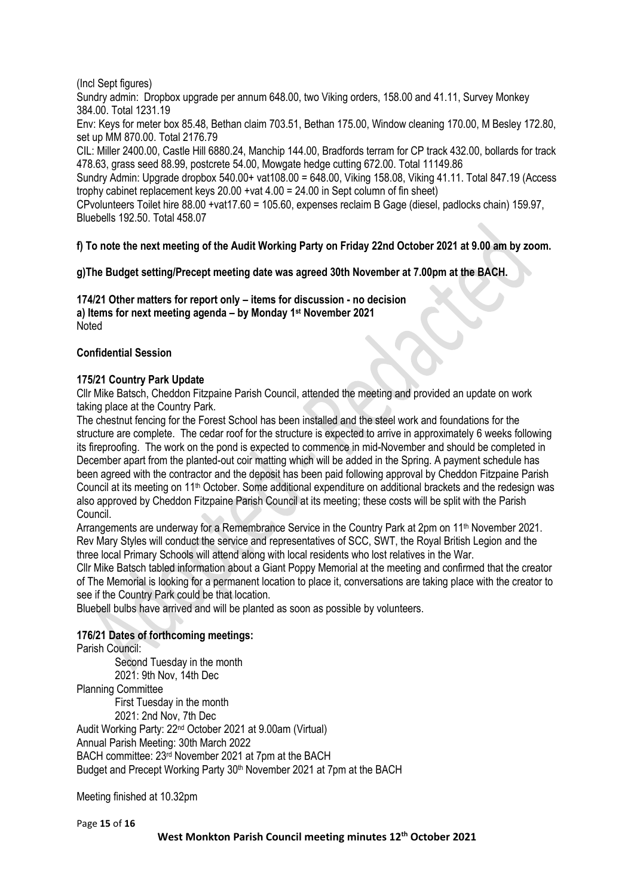(Incl Sept figures)

Sundry admin: Dropbox upgrade per annum 648.00, two Viking orders, 158.00 and 41.11, Survey Monkey 384.00. Total 1231.19

Env: Keys for meter box 85.48, Bethan claim 703.51, Bethan 175.00, Window cleaning 170.00, M Besley 172.80, set up MM 870.00. Total 2176.79

CIL: Miller 2400.00, Castle Hill 6880.24, Manchip 144.00, Bradfords terram for CP track 432.00, bollards for track 478.63, grass seed 88.99, postcrete 54.00, Mowgate hedge cutting 672.00. Total 11149.86

Sundry Admin: Upgrade dropbox 540.00+ vat108.00 = 648.00, Viking 158.08, Viking 41.11. Total 847.19 (Access trophy cabinet replacement keys 20.00 +vat 4.00 = 24.00 in Sept column of fin sheet)

CPvolunteers Toilet hire 88.00 +vat17.60 = 105.60, expenses reclaim B Gage (diesel, padlocks chain) 159.97, Bluebells 192.50. Total 458.07

**f) To note the next meeting of the Audit Working Party on Friday 22nd October 2021 at 9.00 am by zoom.**

**g)The Budget setting/Precept meeting date was agreed 30th November at 7.00pm at the BACH.**

**174/21 Other matters for report only – items for discussion - no decision**
**a) Items for next meeting agenda – by Monday 1st November 2021**
Noted

**Confidential Session**

**175/21 Country Park Update**

Cllr Mike Batsch, Cheddon Fitzpaine Parish Council, attended the meeting and provided an update on work taking place at the Country Park.

The chestnut fencing for the Forest School has been installed and the steel work and foundations for the structure are complete. The cedar roof for the structure is expected to arrive in approximately 6 weeks following its fireproofing. The work on the pond is expected to commence in mid-November and should be completed in December apart from the planted-out coir matting which will be added in the Spring. A payment schedule has been agreed with the contractor and the deposit has been paid following approval by Cheddon Fitzpaine Parish Council at its meeting on 11th October. Some additional expenditure on additional brackets and the redesign was also approved by Cheddon Fitzpaine Parish Council at its meeting; these costs will be split with the Parish Council.

Arrangements are underway for a Remembrance Service in the Country Park at 2pm on 11th November 2021. Rev Mary Styles will conduct the service and representatives of SCC, SWT, the Royal British Legion and the three local Primary Schools will attend along with local residents who lost relatives in the War.

Cllr Mike Batsch tabled information about a Giant Poppy Memorial at the meeting and confirmed that the creator of The Memorial is looking for a permanent location to place it, conversations are taking place with the creator to see if the Country Park could be that location.

Bluebell bulbs have arrived and will be planted as soon as possible by volunteers.

**176/21 Dates of forthcoming meetings:**

Parish Council:
- Second Tuesday in the month
- 2021: 9th Nov, 14th Dec

Planning Committee
- First Tuesday in the month
- 2021: 2nd Nov, 7th Dec

Audit Working Party: 22nd October 2021 at 9.00am (Virtual)
Annual Parish Meeting: 30th March 2022
BACH committee: 23rd November 2021 at 7pm at the BACH
Budget and Precept Working Party 30th November 2021 at 7pm at the BACH

Meeting finished at 10.32pm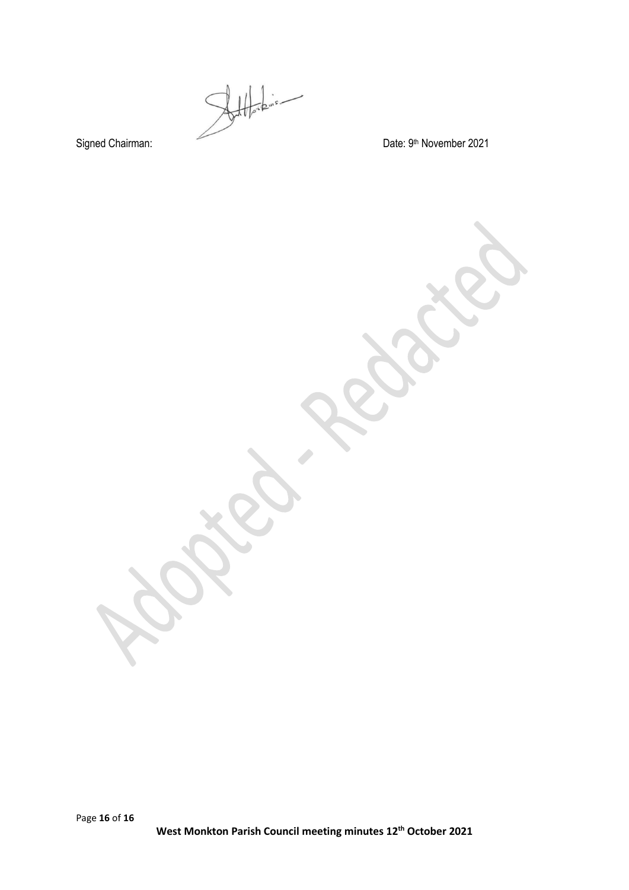Signed Chairman: Date: 9th November 2021

Adopted - Redacted